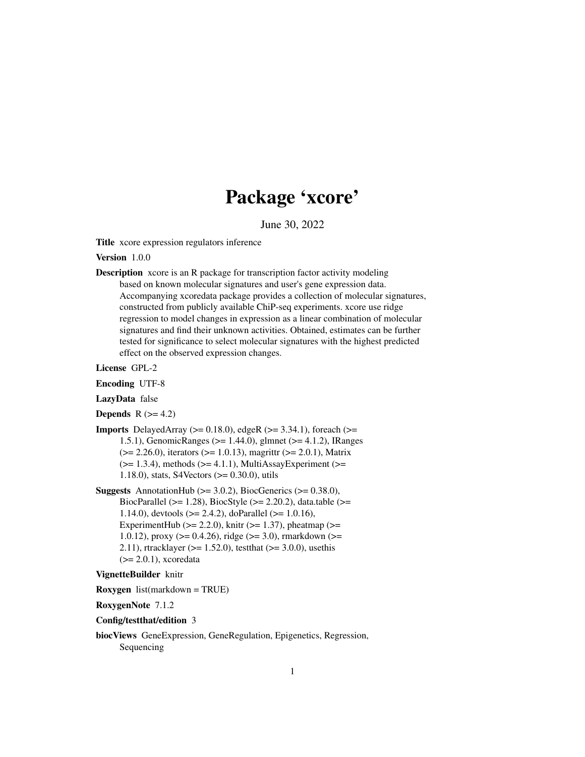# Package 'xcore'

June 30, 2022

**Title** xcore expression regulators inference

**Version** 1.0.0

**Description** xcore is an R package for transcription factor activity modeling based on known molecular signatures and user's gene expression data. Accompanying xcoredata package provides a collection of molecular signatures, constructed from publicly available ChiP-seq experiments. xcore use ridge regression to model changes in expression as a linear combination of molecular signatures and find their unknown activities. Obtained, estimates can be further tested for significance to select molecular signatures with the highest predicted effect on the observed expression changes.

**License** GPL-2

**Encoding** UTF-8

**LazyData** false

**Depends** R (>= 4.2)

**Imports** DelayedArray (>= 0.18.0), edgeR (>= 3.34.1), foreach (>= 1.5.1), GenomicRanges (>= 1.44.0), glmnet (>= 4.1.2), IRanges (>= 2.26.0), iterators (>= 1.0.13), magrittr (>= 2.0.1), Matrix (>= 1.3.4), methods (>= 4.1.1), MultiAssayExperiment (>= 1.18.0), stats, S4Vectors (>= 0.30.0), utils

**Suggests** AnnotationHub (>= 3.0.2), BiocGenerics (>= 0.38.0), BiocParallel (>= 1.28), BiocStyle (>= 2.20.2), data.table (>= 1.14.0), devtools (>= 2.4.2), doParallel (>= 1.0.16), ExperimentHub (>= 2.2.0), knitr (>= 1.37), pheatmap (>= 1.0.12), proxy (>= 0.4.26), ridge (>= 3.0), rmarkdown (>= 2.11), rtracklayer (>= 1.52.0), testthat (>= 3.0.0), usethis (>= 2.0.1), xcoredata

**VignetteBuilder** knitr

**Roxygen** list(markdown = TRUE)

**RoxygenNote** 7.1.2

**Config/testthat/edition** 3

**biocViews** GeneExpression, GeneRegulation, Epigenetics, Regression, Sequencing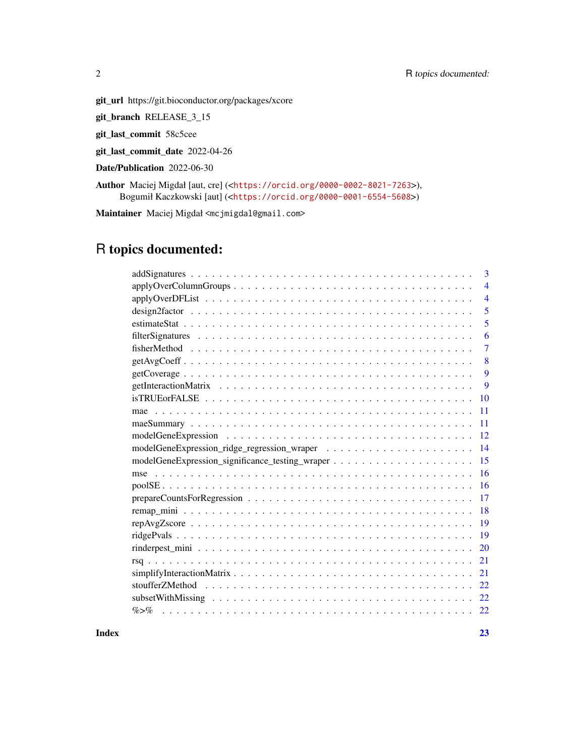**git_url** https://git.bioconductor.org/packages/xcore

**git_branch** RELEASE_3_15

**git_last_commit** 58c5cee

**git_last_commit_date** 2022-04-26

**Date/Publication** 2022-06-30

**Author** Maciej Migdał [aut, cre] (<https://orcid.org/0000-0002-8021-7263>), Bogumił Kaczkowski [aut] (<https://orcid.org/0000-0001-6554-5608>)

**Maintainer** Maciej Migdał <mcjmigdal@gmail.com>

# R topics documented:

| | |
|---|---|
| addSignatures | 3 |
| applyOverColumnGroups | 4 |
| applyOverDFList | 4 |
| design2factor | 5 |
| estimateStat | 5 |
| filterSignatures | 6 |
| fisherMethod | 7 |
| getAvgCoeff | 8 |
| getCoverage | 9 |
| getInteractionMatrix | 9 |
| isTRUEorFALSE | 10 |
| mae | 11 |
| maeSummary | 11 |
| modelGeneExpression | 12 |
| modelGeneExpression_ridge_regression_wraper | 14 |
| modelGeneExpression_significance_testing_wraper | 15 |
| mse | 16 |
| poolSE | 16 |
| prepareCountsForRegression | 17 |
| remap_mini | 18 |
| repAvgZscore | 19 |
| ridgePvals | 19 |
| rinderpest_mini | 20 |
| rsq | 21 |
| simplifyInteractionMatrix | 21 |
| stoufferZMethod | 22 |
| subsetWithMissing | 22 |
| %>% | 22 |

**Index** **23**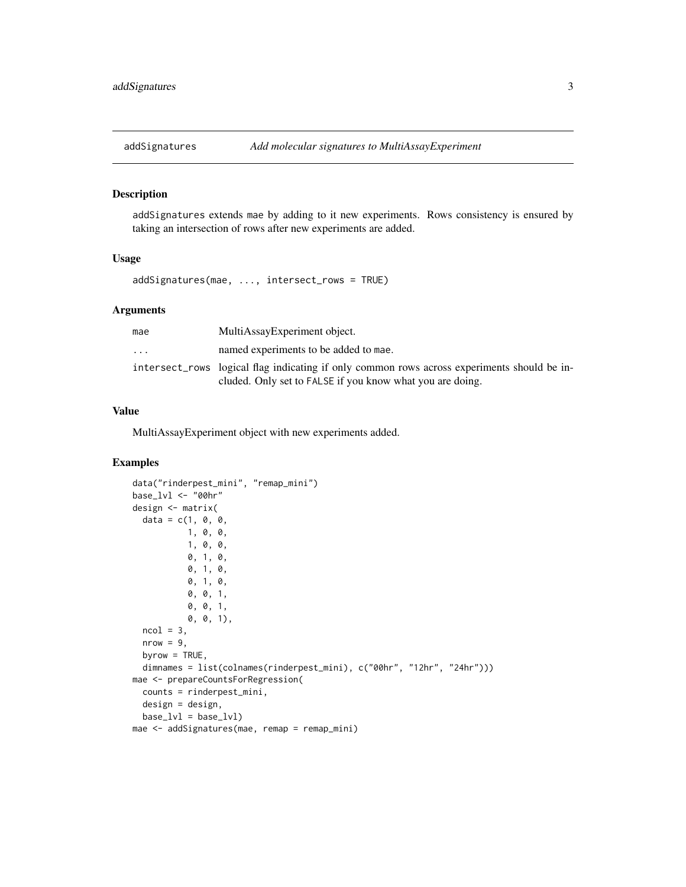## addSignatures — *Add molecular signatures to MultiAssayExperiment*

### Description

addSignatures extends mae by adding to it new experiments. Rows consistency is ensured by taking an intersection of rows after new experiments are added.

### Usage

```
addSignatures(mae, ..., intersect_rows = TRUE)
```

### Arguments

| | |
|---|---|
| mae | MultiAssayExperiment object. |
| ... | named experiments to be added to mae. |
| intersect_rows | logical flag indicating if only common rows across experiments should be included. Only set to FALSE if you know what you are doing. |

### Value

MultiAssayExperiment object with new experiments added.

### Examples

```
data("rinderpest_mini", "remap_mini")
base_lvl <- "00hr"
design <- matrix(
  data = c(1, 0, 0,
           1, 0, 0,
           1, 0, 0,
           0, 1, 0,
           0, 1, 0,
           0, 1, 0,
           0, 0, 1,
           0, 0, 1,
           0, 0, 1),
  ncol = 3,
  nrow = 9,
  byrow = TRUE,
  dimnames = list(colnames(rinderpest_mini), c("00hr", "12hr", "24hr")))
mae <- prepareCountsForRegression(
  counts = rinderpest_mini,
  design = design,
  base_lvl = base_lvl)
mae <- addSignatures(mae, remap = remap_mini)
```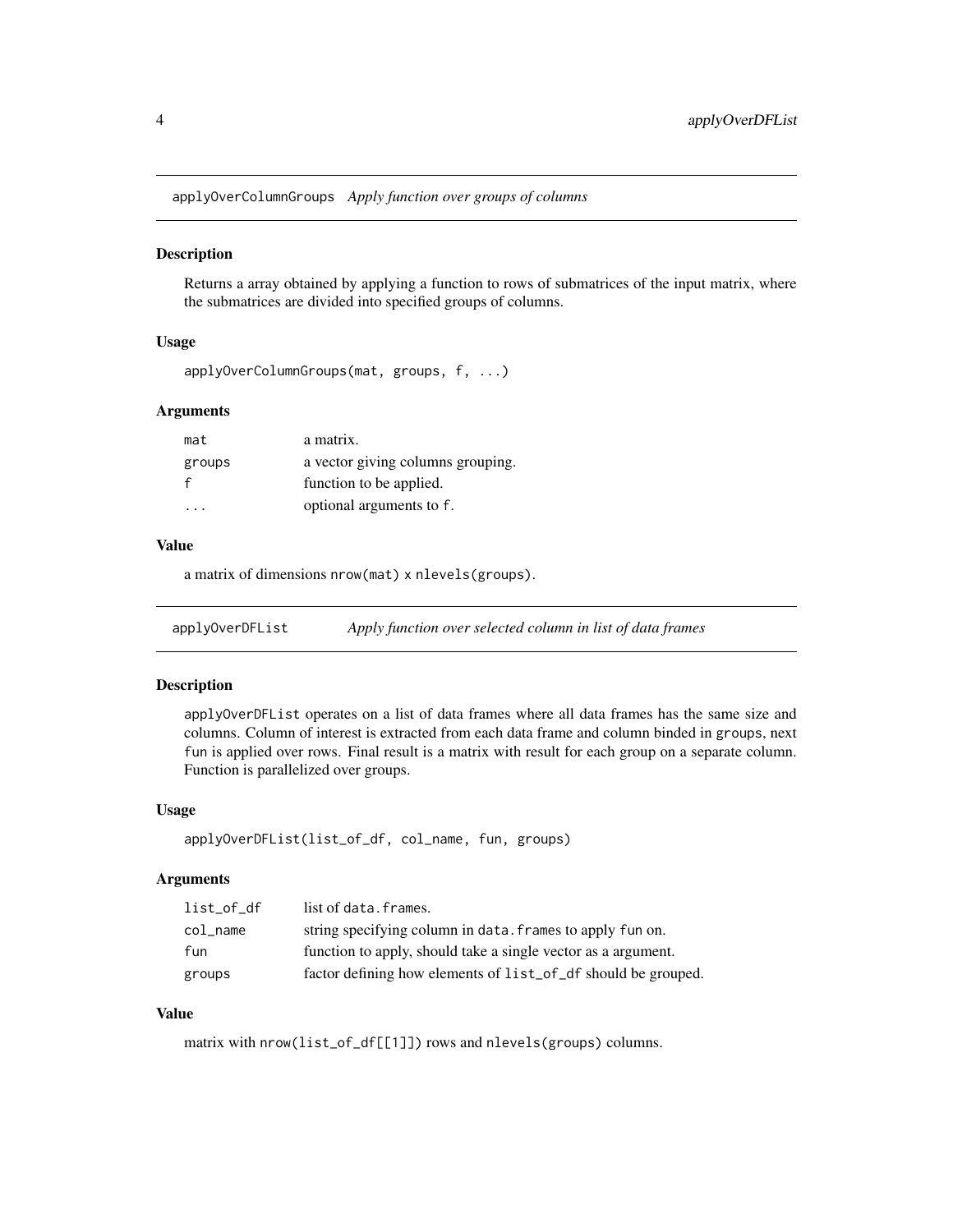## applyOverColumnGroups *Apply function over groups of columns*

### Description

Returns a array obtained by applying a function to rows of submatrices of the input matrix, where the submatrices are divided into specified groups of columns.

### Usage

```
applyOverColumnGroups(mat, groups, f, ...)
```

### Arguments

| | |
|---|---|
| `mat` | a matrix. |
| `groups` | a vector giving columns grouping. |
| `f` | function to be applied. |
| `...` | optional arguments to `f`. |

### Value

a matrix of dimensions `nrow(mat)` x `nlevels(groups)`.

## applyOverDFList *Apply function over selected column in list of data frames*

### Description

`applyOverDFList` operates on a list of data frames where all data frames has the same size and columns. Column of interest is extracted from each data frame and column binded in `groups`, next `fun` is applied over rows. Final result is a matrix with result for each group on a separate column. Function is parallelized over groups.

### Usage

```
applyOverDFList(list_of_df, col_name, fun, groups)
```

### Arguments

| | |
|---|---|
| `list_of_df` | list of `data.frames`. |
| `col_name` | string specifying column in `data.frames` to apply `fun` on. |
| `fun` | function to apply, should take a single vector as a argument. |
| `groups` | factor defining how elements of `list_of_df` should be grouped. |

### Value

matrix with `nrow(list_of_df[[1]])` rows and `nlevels(groups)` columns.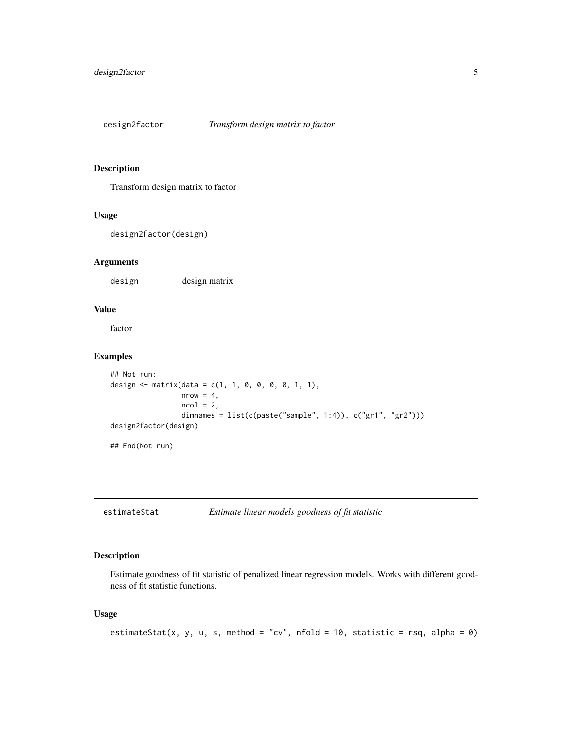## design2factor *Transform design matrix to factor*

### Description

Transform design matrix to factor

### Usage

```
design2factor(design)
```

### Arguments

| | |
|---|---|
| design | design matrix |

### Value

factor

### Examples

```
## Not run:
design <- matrix(data = c(1, 1, 0, 0, 0, 0, 1, 1),
                 nrow = 4,
                 ncol = 2,
                 dimnames = list(c(paste("sample", 1:4)), c("gr1", "gr2")))
design2factor(design)

## End(Not run)
```

## estimateStat *Estimate linear models goodness of fit statistic*

### Description

Estimate goodness of fit statistic of penalized linear regression models. Works with different goodness of fit statistic functions.

### Usage

```
estimateStat(x, y, u, s, method = "cv", nfold = 10, statistic = rsq, alpha = 0)
```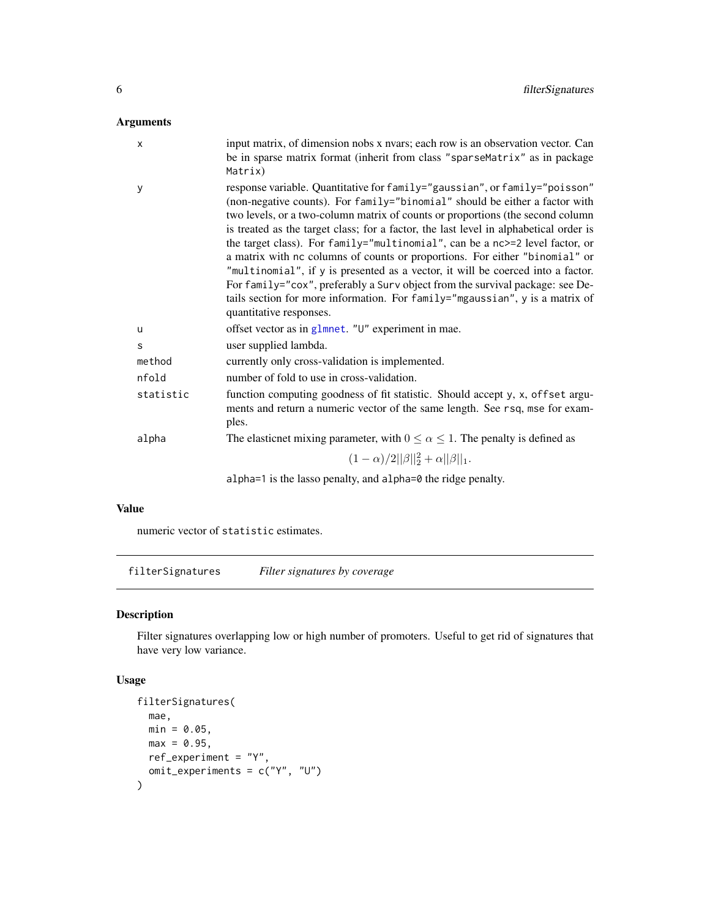### Arguments

| | |
|---|---|
| x | input matrix, of dimension nobs x nvars; each row is an observation vector. Can be in sparse matrix format (inherit from class "sparseMatrix" as in package Matrix) |
| y | response variable. Quantitative for family="gaussian", or family="poisson" (non-negative counts). For family="binomial" should be either a factor with two levels, or a two-column matrix of counts or proportions (the second column is treated as the target class; for a factor, the last level in alphabetical order is the target class). For family="multinomial", can be a nc>=2 level factor, or a matrix with nc columns of counts or proportions. For either "binomial" or "multinomial", if y is presented as a vector, it will be coerced into a factor. For family="cox", preferably a Surv object from the survival package: see Details section for more information. For family="mgaussian", y is a matrix of quantitative responses. |
| u | offset vector as in glmnet. "U" experiment in mae. |
| s | user supplied lambda. |
| method | currently only cross-validation is implemented. |
| nfold | number of fold to use in cross-validation. |
| statistic | function computing goodness of fit statistic. Should accept y, x, offset arguments and return a numeric vector of the same length. See rsq, mse for examples. |
| alpha | The elasticnet mixing parameter, with $0 \leq \alpha \leq 1$. The penalty is defined as $$(1-\alpha)/2\|\|\beta\|\|_2^2 + \alpha\|\|\beta\|\|_1.$$ alpha=1 is the lasso penalty, and alpha=0 the ridge penalty. |

### Value

numeric vector of statistic estimates.

## filterSignatures *Filter signatures by coverage*

### Description

Filter signatures overlapping low or high number of promoters. Useful to get rid of signatures that have very low variance.

### Usage

```
filterSignatures(
  mae,
  min = 0.05,
  max = 0.95,
  ref_experiment = "Y",
  omit_experiments = c("Y", "U")
)
```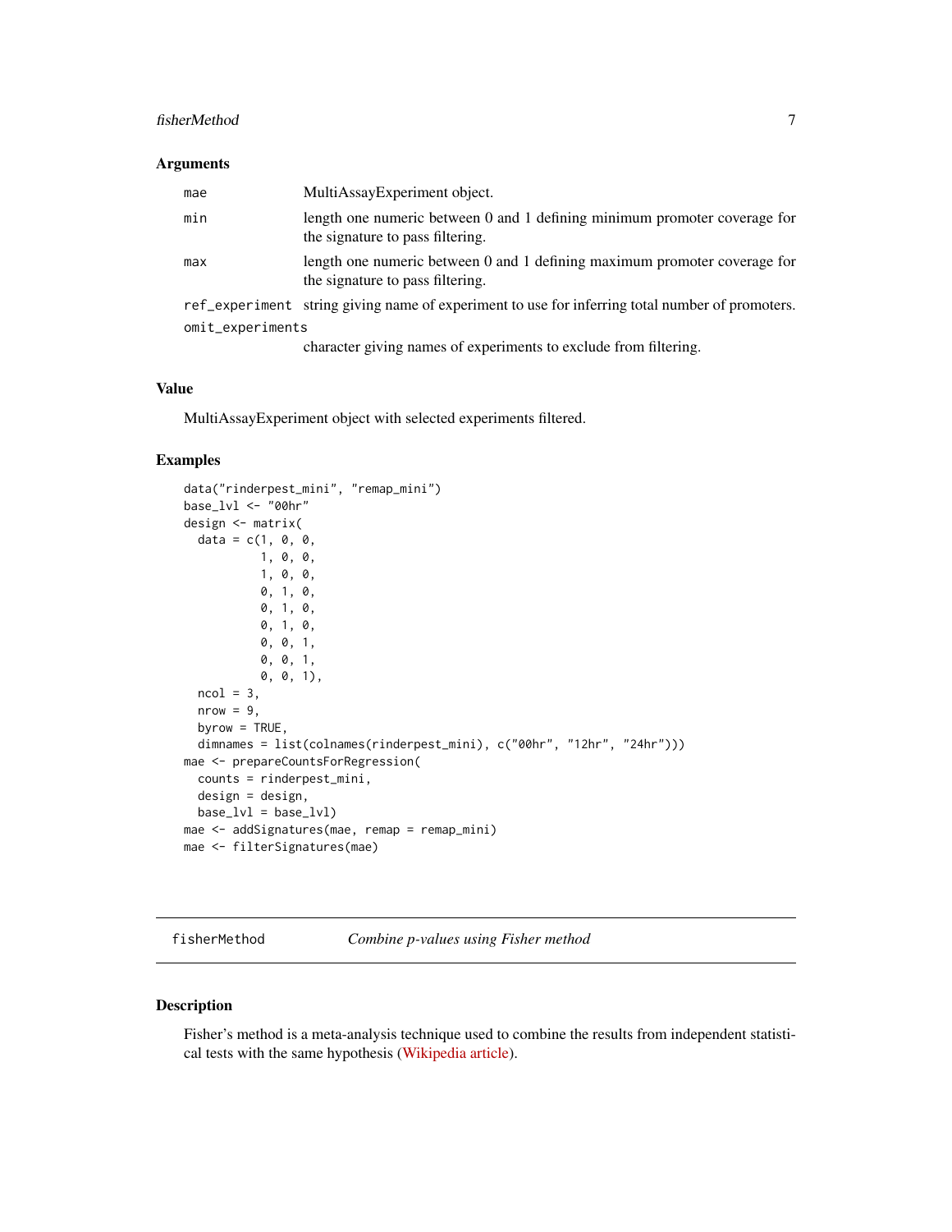### Arguments

| | |
|---|---|
| mae | MultiAssayExperiment object. |
| min | length one numeric between 0 and 1 defining minimum promoter coverage for the signature to pass filtering. |
| max | length one numeric between 0 and 1 defining maximum promoter coverage for the signature to pass filtering. |
| ref_experiment | string giving name of experiment to use for inferring total number of promoters. |
| omit_experiments | character giving names of experiments to exclude from filtering. |

### Value

MultiAssayExperiment object with selected experiments filtered.

### Examples

```
data("rinderpest_mini", "remap_mini")
base_lvl <- "00hr"
design <- matrix(
  data = c(1, 0, 0,
           1, 0, 0,
           1, 0, 0,
           0, 1, 0,
           0, 1, 0,
           0, 1, 0,
           0, 0, 1,
           0, 0, 1,
           0, 0, 1),
  ncol = 3,
  nrow = 9,
  byrow = TRUE,
  dimnames = list(colnames(rinderpest_mini), c("00hr", "12hr", "24hr")))
mae <- prepareCountsForRegression(
  counts = rinderpest_mini,
  design = design,
  base_lvl = base_lvl)
mae <- addSignatures(mae, remap = remap_mini)
mae <- filterSignatures(mae)
```

---

## fisherMethod — *Combine p-values using Fisher method*

### Description

Fisher's method is a meta-analysis technique used to combine the results from independent statistical tests with the same hypothesis (Wikipedia article).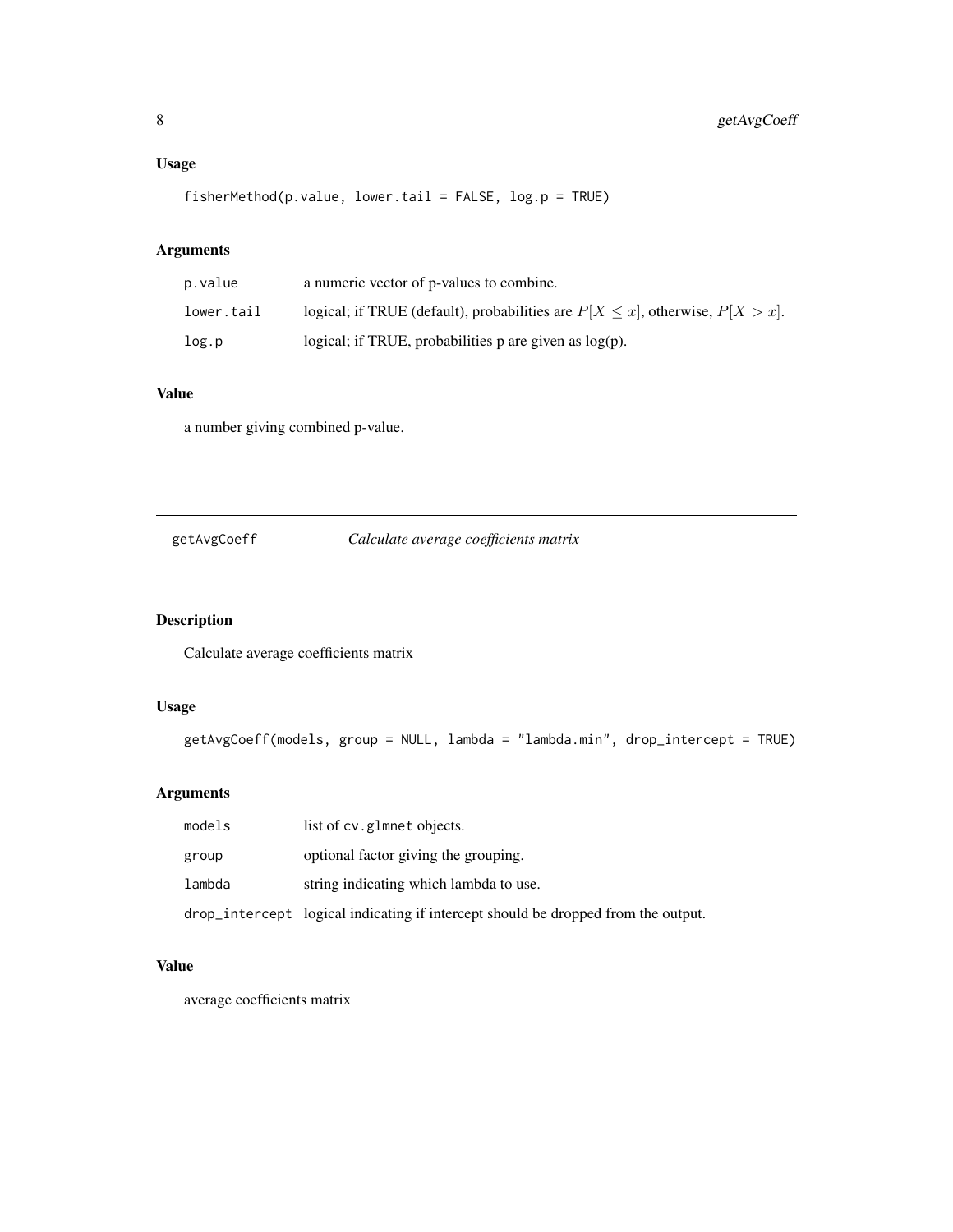### Usage

```
fisherMethod(p.value, lower.tail = FALSE, log.p = TRUE)
```

### Arguments

| | |
|---|---|
| p.value | a numeric vector of p-values to combine. |
| lower.tail | logical; if TRUE (default), probabilities are $P[X \leq x]$, otherwise, $P[X > x]$. |
| log.p | logical; if TRUE, probabilities p are given as log(p). |

### Value

a number giving combined p-value.

---

## getAvgCoeff *Calculate average coefficients matrix*

---

### Description

Calculate average coefficients matrix

### Usage

```
getAvgCoeff(models, group = NULL, lambda = "lambda.min", drop_intercept = TRUE)
```

### Arguments

| | |
|---|---|
| models | list of cv.glmnet objects. |
| group | optional factor giving the grouping. |
| lambda | string indicating which lambda to use. |
| drop_intercept | logical indicating if intercept should be dropped from the output. |

### Value

average coefficients matrix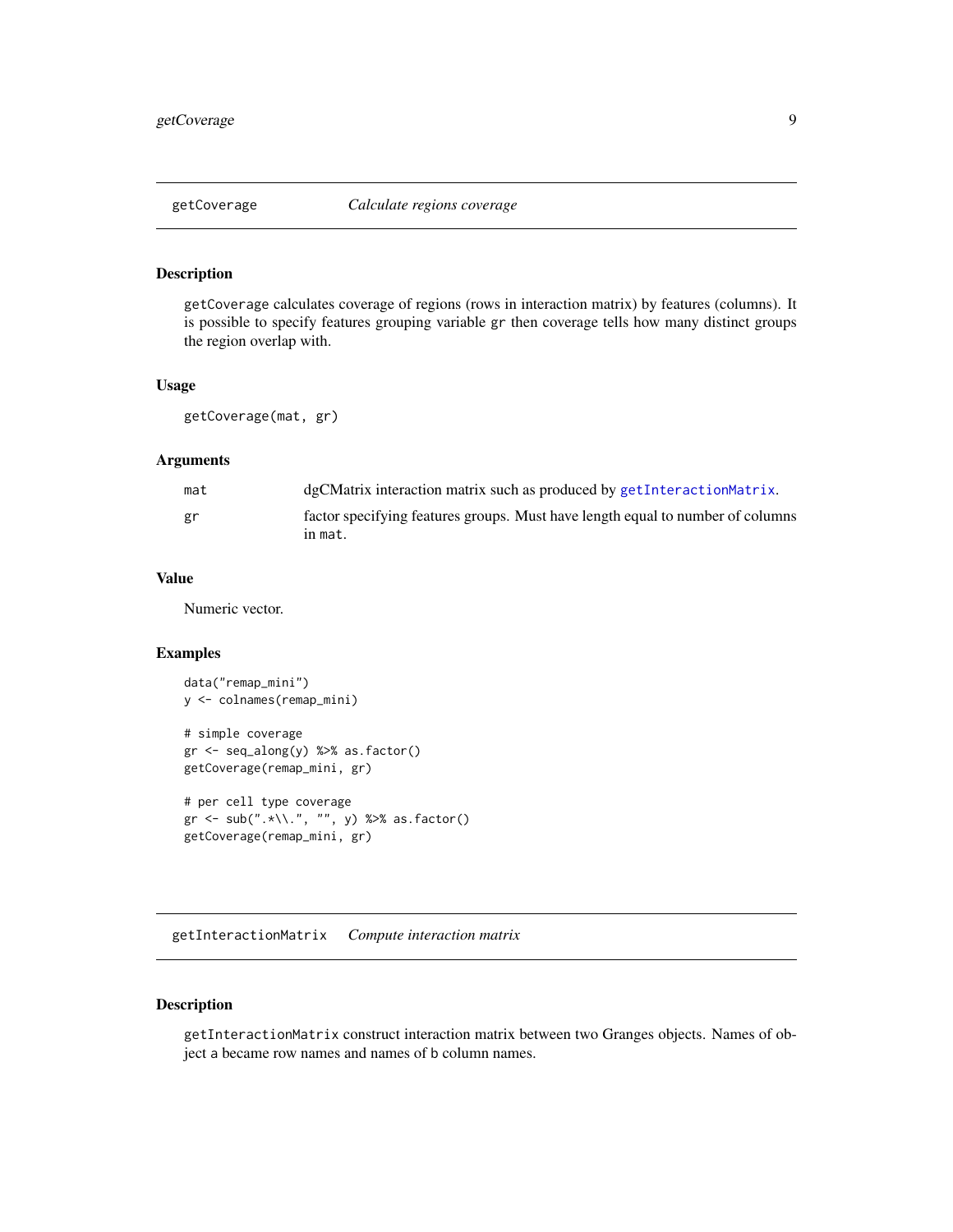## getCoverage *Calculate regions coverage*

### Description

getCoverage calculates coverage of regions (rows in interaction matrix) by features (columns). It is possible to specify features grouping variable gr then coverage tells how many distinct groups the region overlap with.

### Usage

```
getCoverage(mat, gr)
```

### Arguments

| | |
|---|---|
| mat | dgCMatrix interaction matrix such as produced by getInteractionMatrix. |
| gr | factor specifying features groups. Must have length equal to number of columns in mat. |

### Value

Numeric vector.

### Examples

```
data("remap_mini")
y <- colnames(remap_mini)

# simple coverage
gr <- seq_along(y) %>% as.factor()
getCoverage(remap_mini, gr)

# per cell type coverage
gr <- sub(".*\\.", "", y) %>% as.factor()
getCoverage(remap_mini, gr)
```

## getInteractionMatrix *Compute interaction matrix*

### Description

getInteractionMatrix construct interaction matrix between two Granges objects. Names of object a became row names and names of b column names.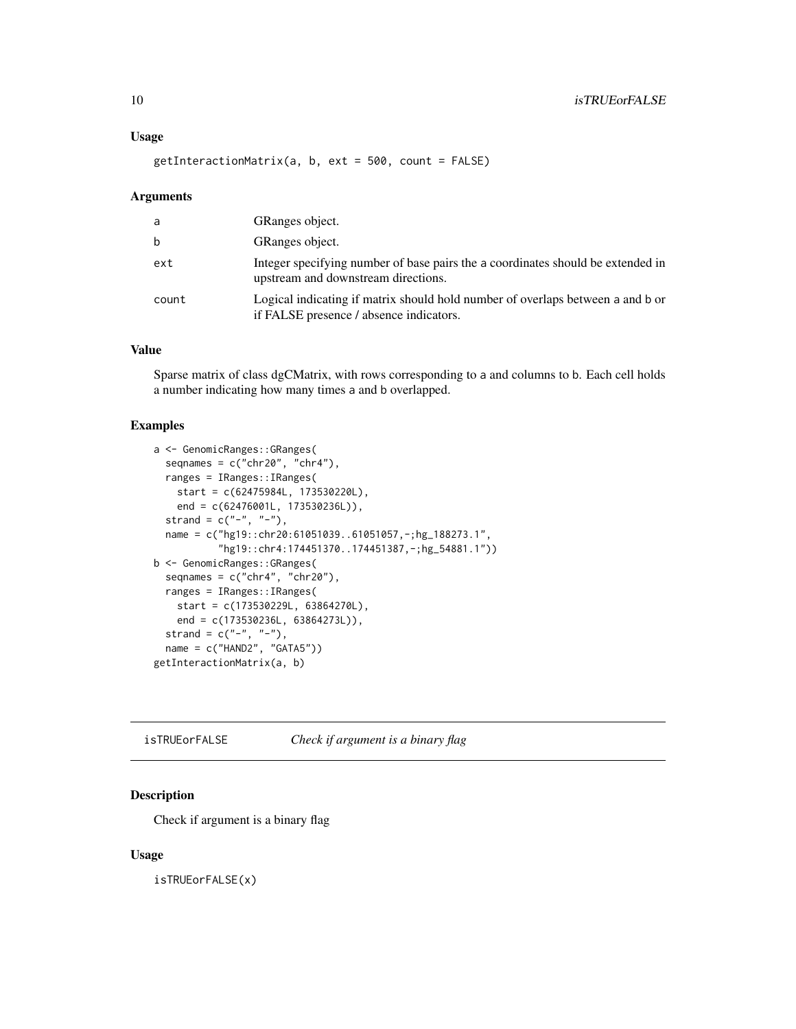### Usage

```
getInteractionMatrix(a, b, ext = 500, count = FALSE)
```

### Arguments

| | |
|---|---|
| a | GRanges object. |
| b | GRanges object. |
| ext | Integer specifying number of base pairs the a coordinates should be extended in upstream and downstream directions. |
| count | Logical indicating if matrix should hold number of overlaps between a and b or if FALSE presence / absence indicators. |

### Value

Sparse matrix of class dgCMatrix, with rows corresponding to a and columns to b. Each cell holds a number indicating how many times a and b overlapped.

### Examples

```
a <- GenomicRanges::GRanges(
  seqnames = c("chr20", "chr4"),
  ranges = IRanges::IRanges(
    start = c(62475984L, 173530220L),
    end = c(62476001L, 173530236L)),
  strand = c("-", "-"),
  name = c("hg19::chr20:61051039..61051057,-;hg_188273.1",
           "hg19::chr4:174451370..174451387,-;hg_54881.1"))
b <- GenomicRanges::GRanges(
  seqnames = c("chr4", "chr20"),
  ranges = IRanges::IRanges(
    start = c(173530229L, 63864270L),
    end = c(173530236L, 63864273L)),
  strand = c("-", "-"),
  name = c("HAND2", "GATA5"))
getInteractionMatrix(a, b)
```

---

## isTRUEorFALSE — *Check if argument is a binary flag*

### Description

Check if argument is a binary flag

### Usage

```
isTRUEorFALSE(x)
```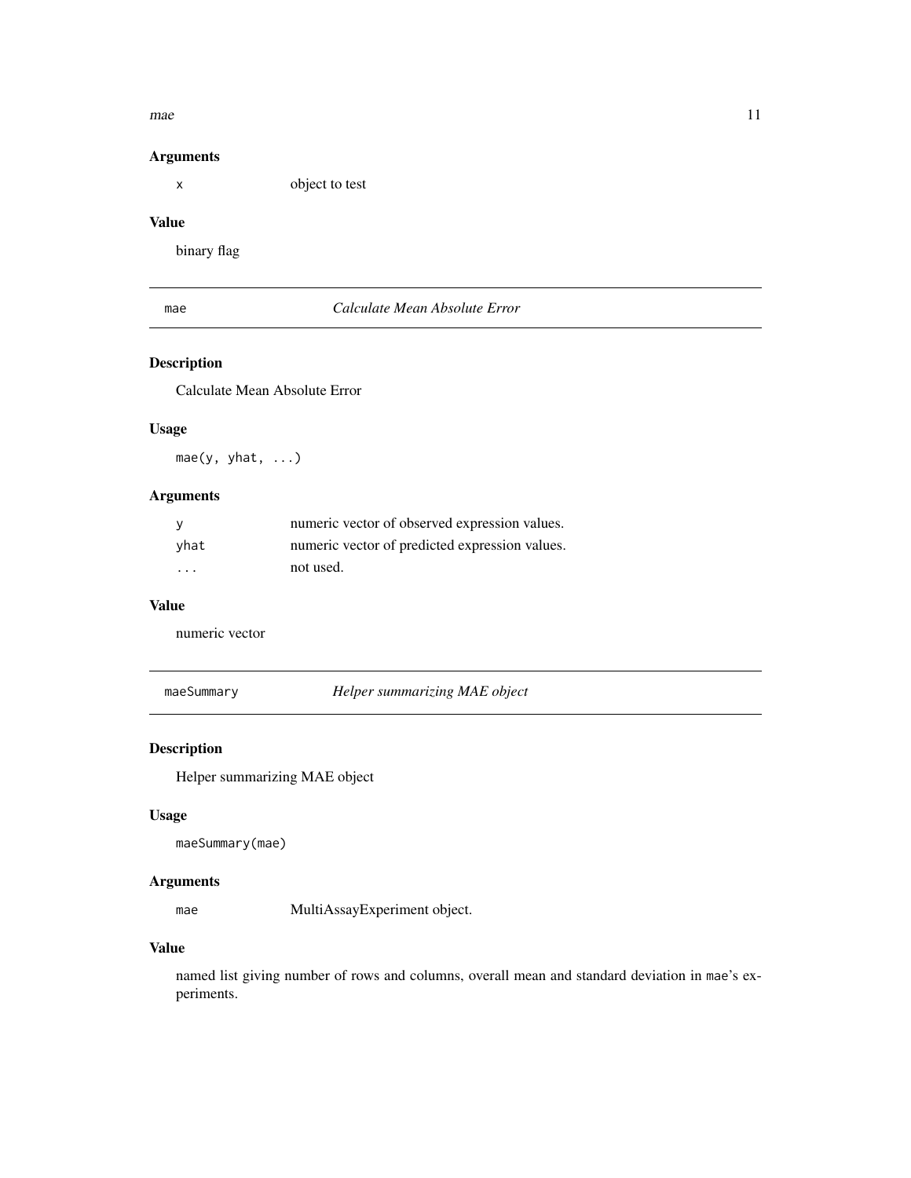### Arguments

| | |
|---|---|
| `x` | object to test |

### Value

binary flag

## mae — *Calculate Mean Absolute Error*

### Description

Calculate Mean Absolute Error

### Usage

```
mae(y, yhat, ...)
```

### Arguments

| | |
|---|---|
| `y` | numeric vector of observed expression values. |
| `yhat` | numeric vector of predicted expression values. |
| `...` | not used. |

### Value

numeric vector

## maeSummary — *Helper summarizing MAE object*

### Description

Helper summarizing MAE object

### Usage

```
maeSummary(mae)
```

### Arguments

| | |
|---|---|
| `mae` | MultiAssayExperiment object. |

### Value

named list giving number of rows and columns, overall mean and standard deviation in `mae`'s experiments.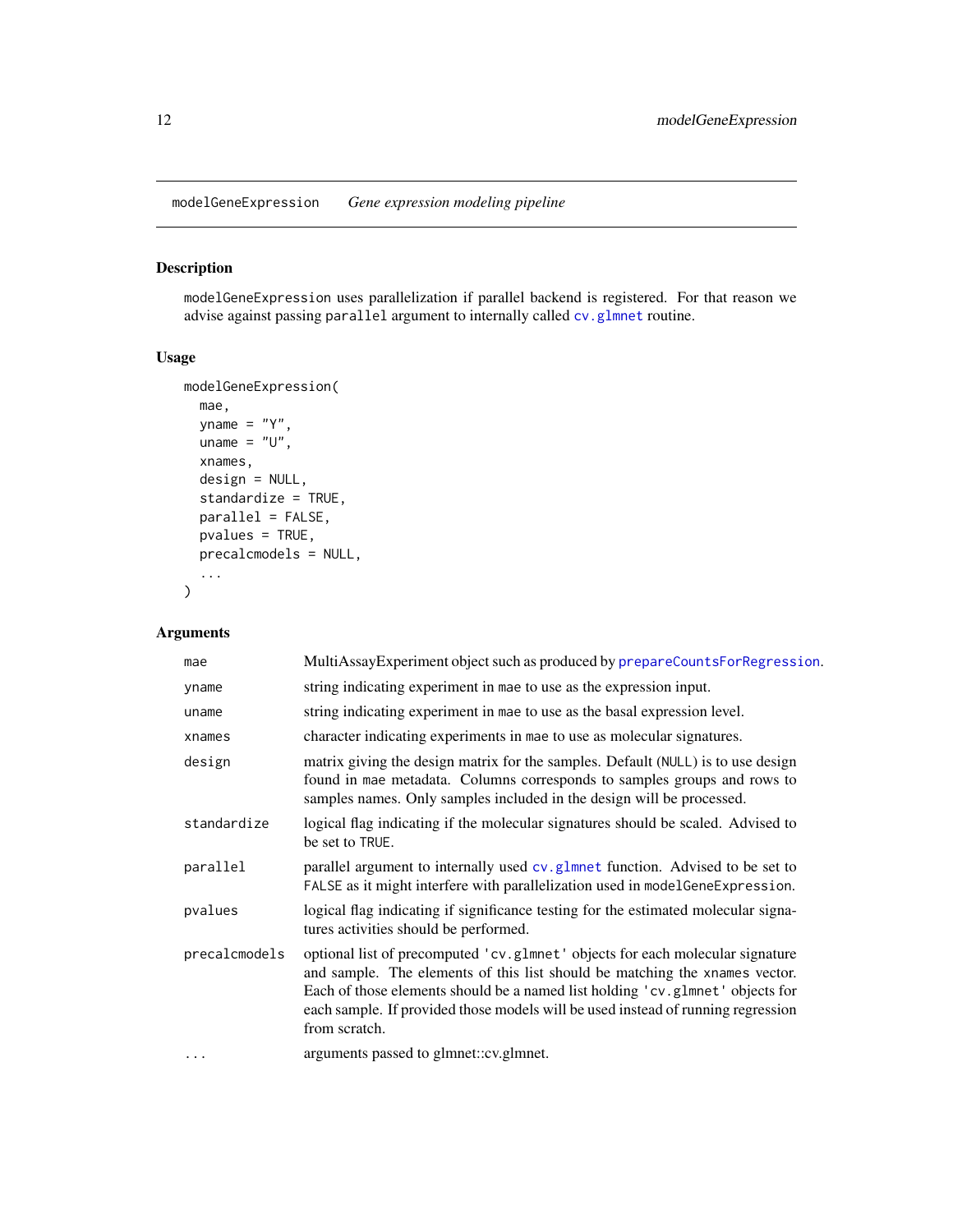# modelGeneExpression *Gene expression modeling pipeline*

## Description

`modelGeneExpression` uses parallelization if parallel backend is registered. For that reason we advise against passing `parallel` argument to internally called `cv.glmnet` routine.

## Usage

```
modelGeneExpression(
  mae,
  yname = "Y",
  uname = "U",
  xnames,
  design = NULL,
  standardize = TRUE,
  parallel = FALSE,
  pvalues = TRUE,
  precalcmodels = NULL,
  ...
)
```

## Arguments

| | |
|---|---|
| `mae` | MultiAssayExperiment object such as produced by `prepareCountsForRegression`. |
| `yname` | string indicating experiment in `mae` to use as the expression input. |
| `uname` | string indicating experiment in `mae` to use as the basal expression level. |
| `xnames` | character indicating experiments in `mae` to use as molecular signatures. |
| `design` | matrix giving the design matrix for the samples. Default (`NULL`) is to use design found in `mae` metadata. Columns corresponds to samples groups and rows to samples names. Only samples included in the design will be processed. |
| `standardize` | logical flag indicating if the molecular signatures should be scaled. Advised to be set to `TRUE`. |
| `parallel` | parallel argument to internally used `cv.glmnet` function. Advised to be set to `FALSE` as it might interfere with parallelization used in `modelGeneExpression`. |
| `pvalues` | logical flag indicating if significance testing for the estimated molecular signatures activities should be performed. |
| `precalcmodels` | optional list of precomputed `'cv.glmnet'` objects for each molecular signature and sample. The elements of this list should be matching the `xnames` vector. Each of those elements should be a named list holding `'cv.glmnet'` objects for each sample. If provided those models will be used instead of running regression from scratch. |
| `...` | arguments passed to glmnet::cv.glmnet. |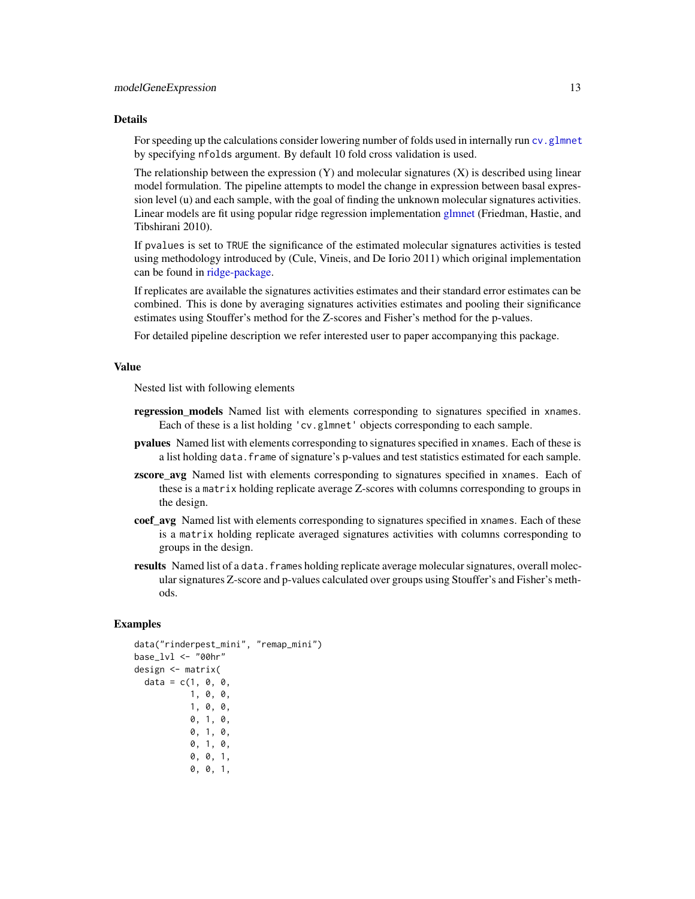## Details

For speeding up the calculations consider lowering number of folds used in internally run `cv.glmnet` by specifying `nfolds` argument. By default 10 fold cross validation is used.

The relationship between the expression (Y) and molecular signatures (X) is described using linear model formulation. The pipeline attempts to model the change in expression between basal expression level (u) and each sample, with the goal of finding the unknown molecular signatures activities. Linear models are fit using popular ridge regression implementation glmnet (Friedman, Hastie, and Tibshirani 2010).

If `pvalues` is set to `TRUE` the significance of the estimated molecular signatures activities is tested using methodology introduced by (Cule, Vineis, and De Iorio 2011) which original implementation can be found in ridge-package.

If replicates are available the signatures activities estimates and their standard error estimates can be combined. This is done by averaging signatures activities estimates and pooling their significance estimates using Stouffer's method for the Z-scores and Fisher's method for the p-values.

For detailed pipeline description we refer interested user to paper accompanying this package.

## Value

Nested list with following elements

- **regression_models** Named list with elements corresponding to signatures specified in `xnames`. Each of these is a list holding `'cv.glmnet'` objects corresponding to each sample.
- **pvalues** Named list with elements corresponding to signatures specified in `xnames`. Each of these is a list holding `data.frame` of signature's p-values and test statistics estimated for each sample.
- **zscore_avg** Named list with elements corresponding to signatures specified in `xnames`. Each of these is a `matrix` holding replicate average Z-scores with columns corresponding to groups in the design.
- **coef_avg** Named list with elements corresponding to signatures specified in `xnames`. Each of these is a `matrix` holding replicate averaged signatures activities with columns corresponding to groups in the design.
- **results** Named list of a `data.frames` holding replicate average molecular signatures, overall molecular signatures Z-score and p-values calculated over groups using Stouffer's and Fisher's methods.

## Examples

```
data("rinderpest_mini", "remap_mini")
base_lvl <- "00hr"
design <- matrix(
  data = c(1, 0, 0,
           1, 0, 0,
           1, 0, 0,
           0, 1, 0,
           0, 1, 0,
           0, 1, 0,
           0, 0, 1,
           0, 0, 1,
```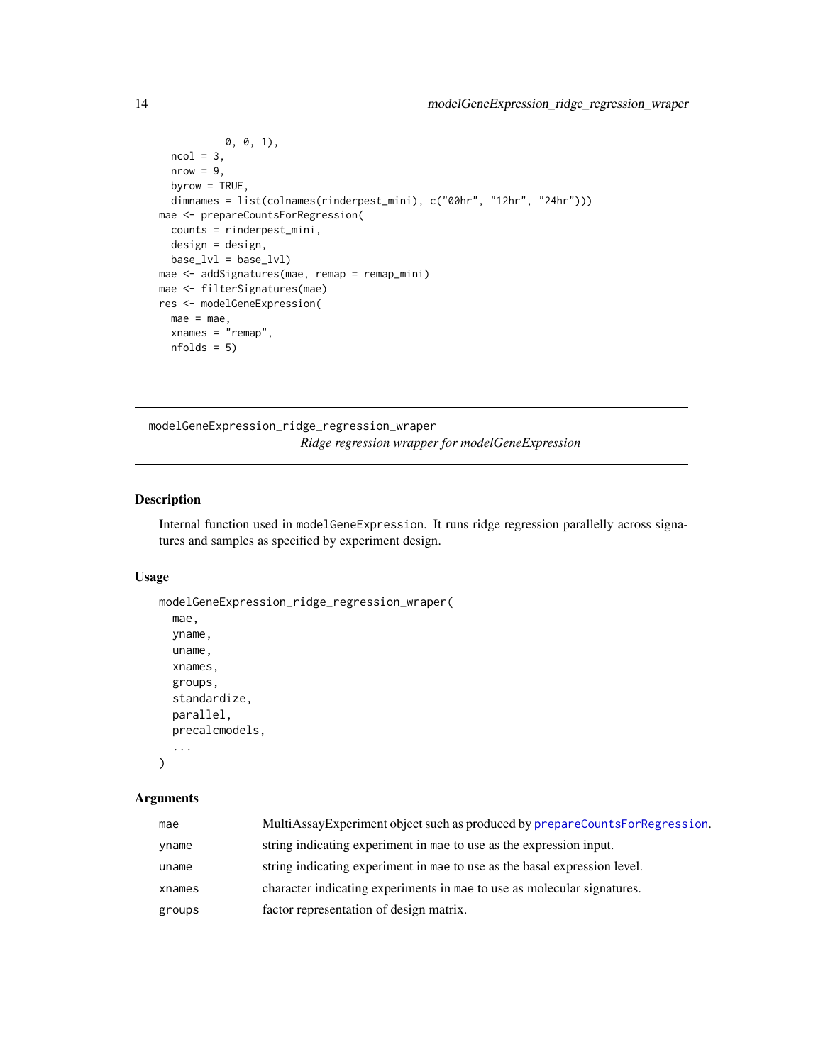```
            0, 0, 1),
  ncol = 3,
  nrow = 9,
  byrow = TRUE,
  dimnames = list(colnames(rinderpest_mini), c("00hr", "12hr", "24hr")))
mae <- prepareCountsForRegression(
  counts = rinderpest_mini,
  design = design,
  base_lvl = base_lvl)
mae <- addSignatures(mae, remap = remap_mini)
mae <- filterSignatures(mae)
res <- modelGeneExpression(
  mae = mae,
  xnames = "remap",
  nfolds = 5)
```

---

## modelGeneExpression_ridge_regression_wraper

*Ridge regression wrapper for modelGeneExpression*

---

### Description

Internal function used in `modelGeneExpression`. It runs ridge regression parallelly across signatures and samples as specified by experiment design.

### Usage

```
modelGeneExpression_ridge_regression_wraper(
  mae,
  yname,
  uname,
  xnames,
  groups,
  standardize,
  parallel,
  precalcmodels,
  ...
)
```

### Arguments

| | |
|---|---|
| `mae` | MultiAssayExperiment object such as produced by `prepareCountsForRegression`. |
| `yname` | string indicating experiment in `mae` to use as the expression input. |
| `uname` | string indicating experiment in `mae` to use as the basal expression level. |
| `xnames` | character indicating experiments in `mae` to use as molecular signatures. |
| `groups` | factor representation of design matrix. |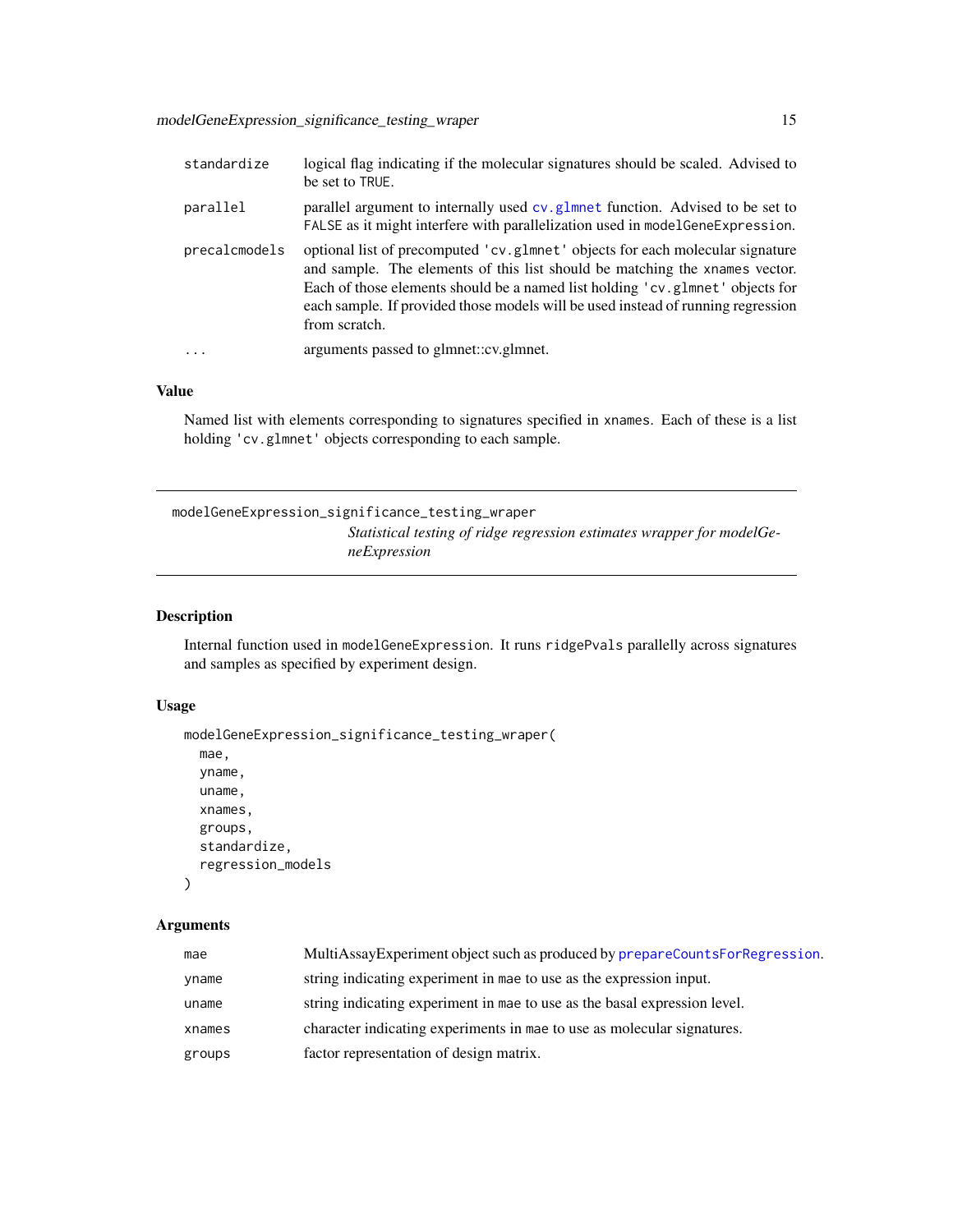| | |
|---|---|
| standardize | logical flag indicating if the molecular signatures should be scaled. Advised to be set to TRUE. |
| parallel | parallel argument to internally used cv.glmnet function. Advised to be set to FALSE as it might interfere with parallelization used in modelGeneExpression. |
| precalcmodels | optional list of precomputed 'cv.glmnet' objects for each molecular signature and sample. The elements of this list should be matching the xnames vector. Each of those elements should be a named list holding 'cv.glmnet' objects for each sample. If provided those models will be used instead of running regression from scratch. |
| ... | arguments passed to glmnet::cv.glmnet. |

### Value

Named list with elements corresponding to signatures specified in xnames. Each of these is a list holding 'cv.glmnet' objects corresponding to each sample.

---

## modelGeneExpression_significance_testing_wraper

*Statistical testing of ridge regression estimates wrapper for modelGeneExpression*

### Description

Internal function used in modelGeneExpression. It runs ridgePvals parallelly across signatures and samples as specified by experiment design.

### Usage

```
modelGeneExpression_significance_testing_wraper(
  mae,
  yname,
  uname,
  xnames,
  groups,
  standardize,
  regression_models
)
```

### Arguments

| | |
|---|---|
| mae | MultiAssayExperiment object such as produced by prepareCountsForRegression. |
| yname | string indicating experiment in mae to use as the expression input. |
| uname | string indicating experiment in mae to use as the basal expression level. |
| xnames | character indicating experiments in mae to use as molecular signatures. |
| groups | factor representation of design matrix. |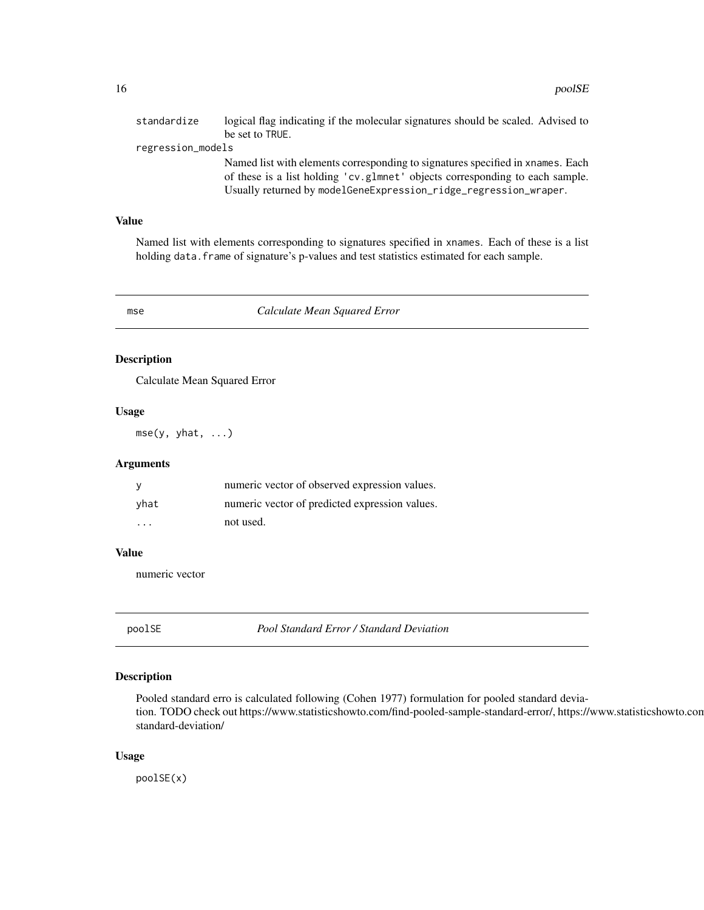| | |
|---|---|
| standardize | logical flag indicating if the molecular signatures should be scaled. Advised to be set to TRUE. |
| regression_models | Named list with elements corresponding to signatures specified in xnames. Each of these is a list holding 'cv.glmnet' objects corresponding to each sample. Usually returned by modelGeneExpression_ridge_regression_wraper. |

### Value

Named list with elements corresponding to signatures specified in xnames. Each of these is a list holding data.frame of signature's p-values and test statistics estimated for each sample.

---

## mse — *Calculate Mean Squared Error*

### Description

Calculate Mean Squared Error

### Usage

```
mse(y, yhat, ...)
```

### Arguments

| | |
|---|---|
| y | numeric vector of observed expression values. |
| yhat | numeric vector of predicted expression values. |
| ... | not used. |

### Value

numeric vector

---

## poolSE — *Pool Standard Error / Standard Deviation*

### Description

Pooled standard erro is calculated following (Cohen 1977) formulation for pooled standard deviation. TODO check out https://www.statisticshowto.com/find-pooled-sample-standard-error/, https://www.statisticshowto.com standard-deviation/

### Usage

```
poolSE(x)
```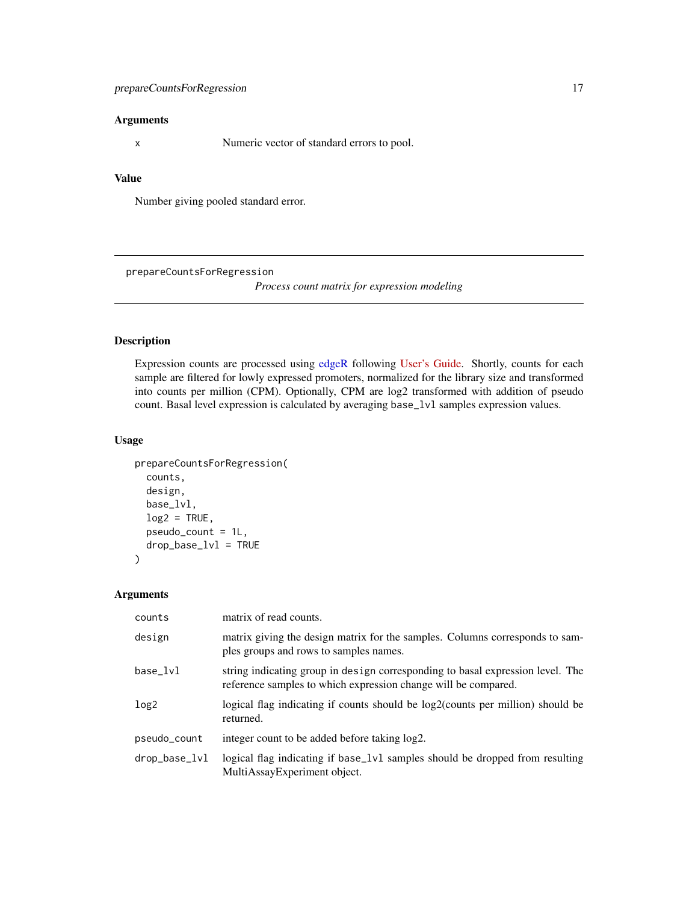### Arguments

| | |
|---|---|
| x | Numeric vector of standard errors to pool. |

### Value

Number giving pooled standard error.

---

## prepareCountsForRegression

*Process count matrix for expression modeling*

---

### Description

Expression counts are processed using edgeR following User's Guide. Shortly, counts for each sample are filtered for lowly expressed promoters, normalized for the library size and transformed into counts per million (CPM). Optionally, CPM are log2 transformed with addition of pseudo count. Basal level expression is calculated by averaging `base_lvl` samples expression values.

### Usage

```
prepareCountsForRegression(
  counts,
  design,
  base_lvl,
  log2 = TRUE,
  pseudo_count = 1L,
  drop_base_lvl = TRUE
)
```

### Arguments

| | |
|---|---|
| counts | matrix of read counts. |
| design | matrix giving the design matrix for the samples. Columns corresponds to samples groups and rows to samples names. |
| base_lvl | string indicating group in `design` corresponding to basal expression level. The reference samples to which expression change will be compared. |
| log2 | logical flag indicating if counts should be log2(counts per million) should be returned. |
| pseudo_count | integer count to be added before taking log2. |
| drop_base_lvl | logical flag indicating if `base_lvl` samples should be dropped from resulting MultiAssayExperiment object. |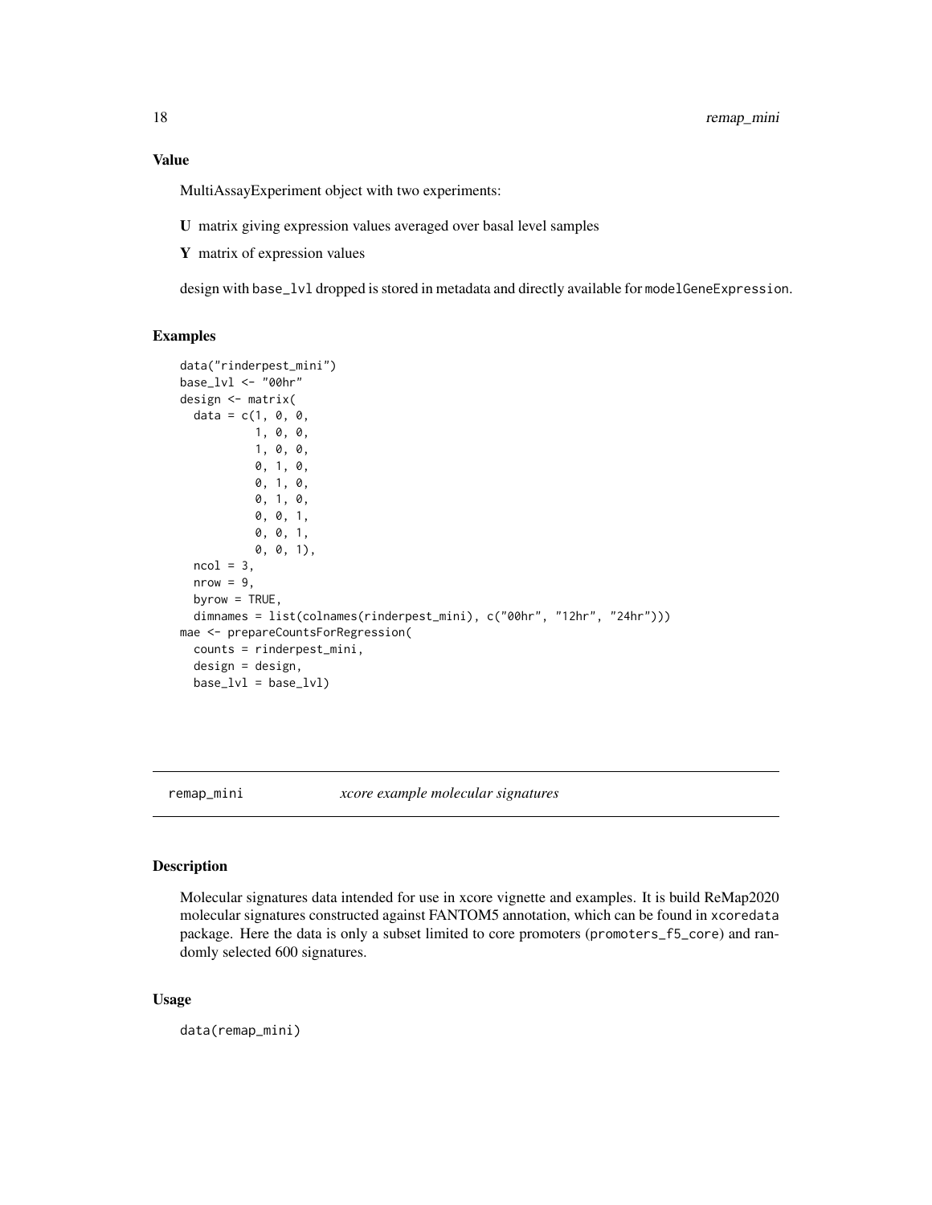## Value

MultiAssayExperiment object with two experiments:

**U** matrix giving expression values averaged over basal level samples

**Y** matrix of expression values

design with base_lvl dropped is stored in metadata and directly available for modelGeneExpression.

## Examples

```
data("rinderpest_mini")
base_lvl <- "00hr"
design <- matrix(
  data = c(1, 0, 0,
           1, 0, 0,
           1, 0, 0,
           0, 1, 0,
           0, 1, 0,
           0, 1, 0,
           0, 0, 1,
           0, 0, 1,
           0, 0, 1),
  ncol = 3,
  nrow = 9,
  byrow = TRUE,
  dimnames = list(colnames(rinderpest_mini), c("00hr", "12hr", "24hr")))
mae <- prepareCountsForRegression(
  counts = rinderpest_mini,
  design = design,
  base_lvl = base_lvl)
```

---

# remap_mini    *xcore example molecular signatures*

---

## Description

Molecular signatures data intended for use in xcore vignette and examples. It is build ReMap2020 molecular signatures constructed against FANTOM5 annotation, which can be found in xcoredata package. Here the data is only a subset limited to core promoters (promoters_f5_core) and randomly selected 600 signatures.

## Usage

```
data(remap_mini)
```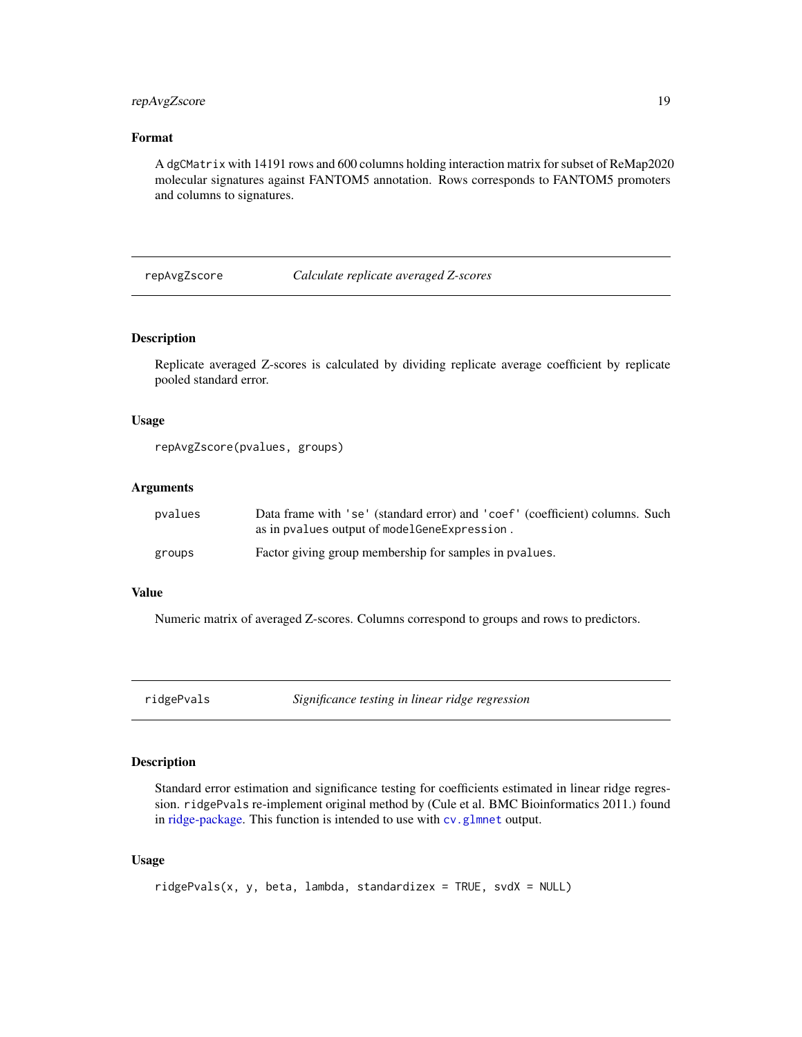### Format

A `dgCMatrix` with 14191 rows and 600 columns holding interaction matrix for subset of ReMap2020 molecular signatures against FANTOM5 annotation. Rows corresponds to FANTOM5 promoters and columns to signatures.

---

## repAvgZscore — *Calculate replicate averaged Z-scores*

### Description

Replicate averaged Z-scores is calculated by dividing replicate average coefficient by replicate pooled standard error.

### Usage

```
repAvgZscore(pvalues, groups)
```

### Arguments

| | |
|---|---|
| pvalues | Data frame with 'se' (standard error) and 'coef' (coefficient) columns. Such as in `pvalues` output of `modelGeneExpression`. |
| groups | Factor giving group membership for samples in `pvalues`. |

### Value

Numeric matrix of averaged Z-scores. Columns correspond to groups and rows to predictors.

---

## ridgePvals — *Significance testing in linear ridge regression*

### Description

Standard error estimation and significance testing for coefficients estimated in linear ridge regression. `ridgePvals` re-implement original method by (Cule et al. BMC Bioinformatics 2011.) found in ridge-package. This function is intended to use with `cv.glmnet` output.

### Usage

```
ridgePvals(x, y, beta, lambda, standardizex = TRUE, svdX = NULL)
```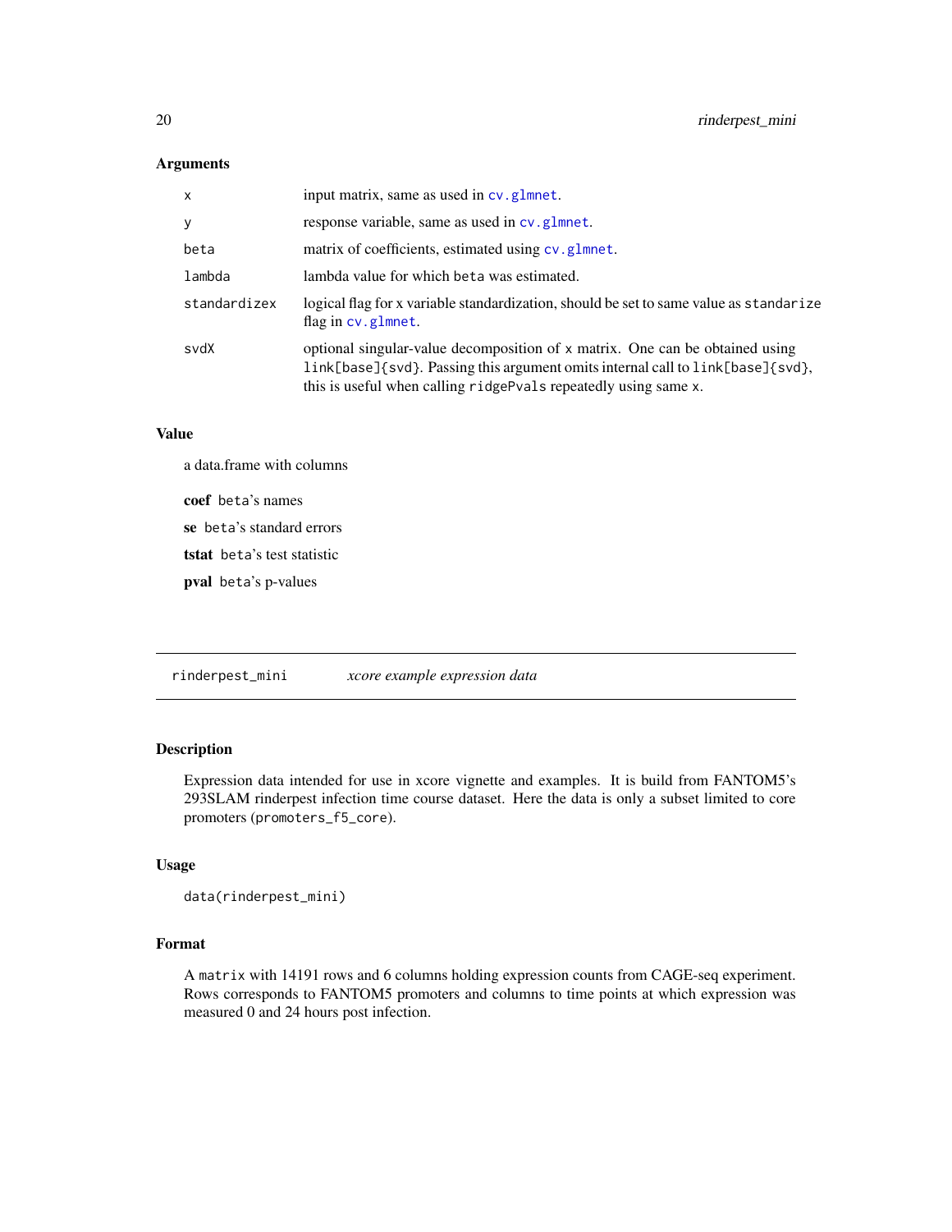### Arguments

| | |
|---|---|
| x | input matrix, same as used in cv.glmnet. |
| y | response variable, same as used in cv.glmnet. |
| beta | matrix of coefficients, estimated using cv.glmnet. |
| lambda | lambda value for which beta was estimated. |
| standardizex | logical flag for x variable standardization, should be set to same value as standarize flag in cv.glmnet. |
| svdX | optional singular-value decomposition of x matrix. One can be obtained using link[base]{svd}. Passing this argument omits internal call to link[base]{svd}, this is useful when calling ridgePvals repeatedly using same x. |

### Value

a data.frame with columns

**coef** beta's names

**se** beta's standard errors

**tstat** beta's test statistic

**pval** beta's p-values

---

## rinderpest_mini *xcore example expression data*

---

### Description

Expression data intended for use in xcore vignette and examples. It is build from FANTOM5's 293SLAM rinderpest infection time course dataset. Here the data is only a subset limited to core promoters (promoters_f5_core).

### Usage

```
data(rinderpest_mini)
```

### Format

A matrix with 14191 rows and 6 columns holding expression counts from CAGE-seq experiment. Rows corresponds to FANTOM5 promoters and columns to time points at which expression was measured 0 and 24 hours post infection.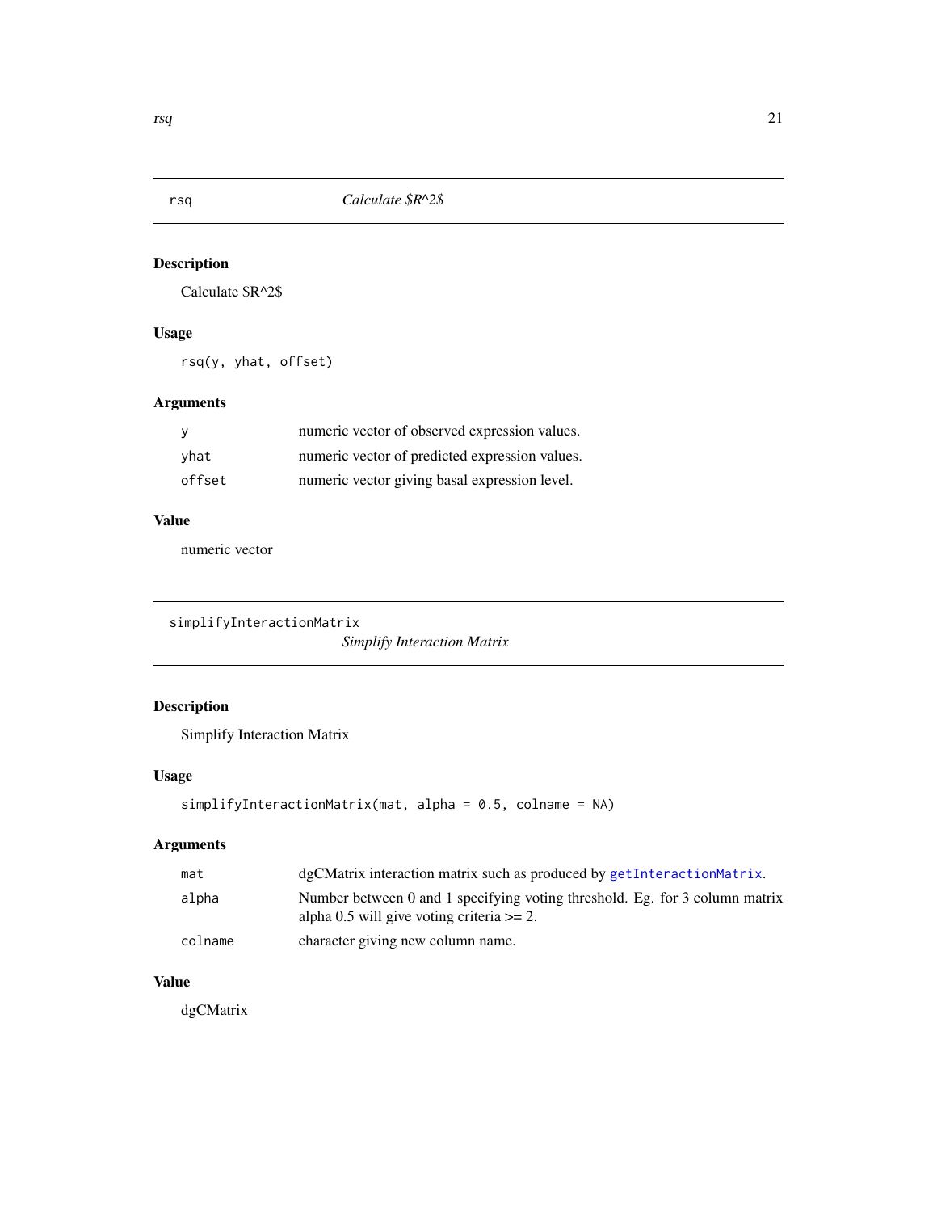## rsq — *Calculate $R^2$*

### Description

Calculate $R^2$

### Usage

```
rsq(y, yhat, offset)
```

### Arguments

| | |
|---|---|
| y | numeric vector of observed expression values. |
| yhat | numeric vector of predicted expression values. |
| offset | numeric vector giving basal expression level. |

### Value

numeric vector

## simplifyInteractionMatrix — *Simplify Interaction Matrix*

### Description

Simplify Interaction Matrix

### Usage

```
simplifyInteractionMatrix(mat, alpha = 0.5, colname = NA)
```

### Arguments

| | |
|---|---|
| mat | dgCMatrix interaction matrix such as produced by getInteractionMatrix. |
| alpha | Number between 0 and 1 specifying voting threshold. Eg. for 3 column matrix alpha 0.5 will give voting criteria >= 2. |
| colname | character giving new column name. |

### Value

dgCMatrix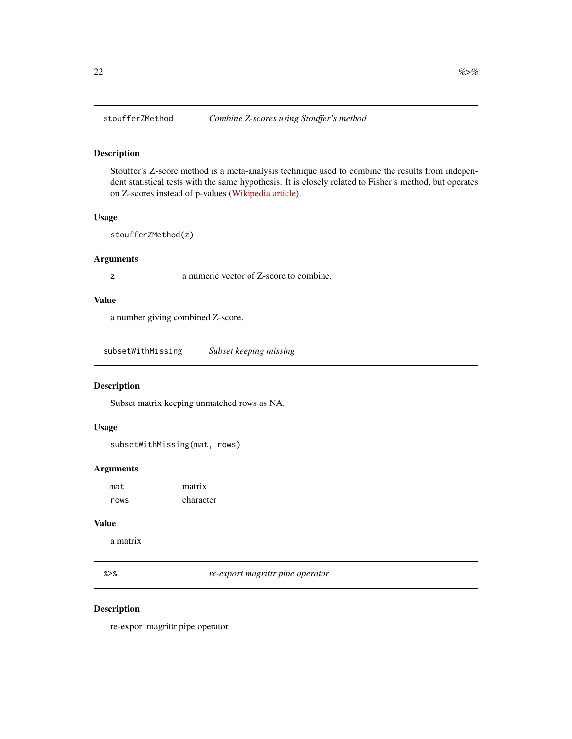## stoufferZMethod — *Combine Z-scores using Stouffer's method*

### Description

Stouffer's Z-score method is a meta-analysis technique used to combine the results from independent statistical tests with the same hypothesis. It is closely related to Fisher's method, but operates on Z-scores instead of p-values (Wikipedia article).

### Usage

```
stoufferZMethod(z)
```

### Arguments

| | |
|---|---|
| `z` | a numeric vector of Z-score to combine. |

### Value

a number giving combined Z-score.

## subsetWithMissing — *Subset keeping missing*

### Description

Subset matrix keeping unmatched rows as NA.

### Usage

```
subsetWithMissing(mat, rows)
```

### Arguments

| | |
|---|---|
| `mat` | matrix |
| `rows` | character |

### Value

a matrix

## %>% — *re-export magrittr pipe operator*

### Description

re-export magrittr pipe operator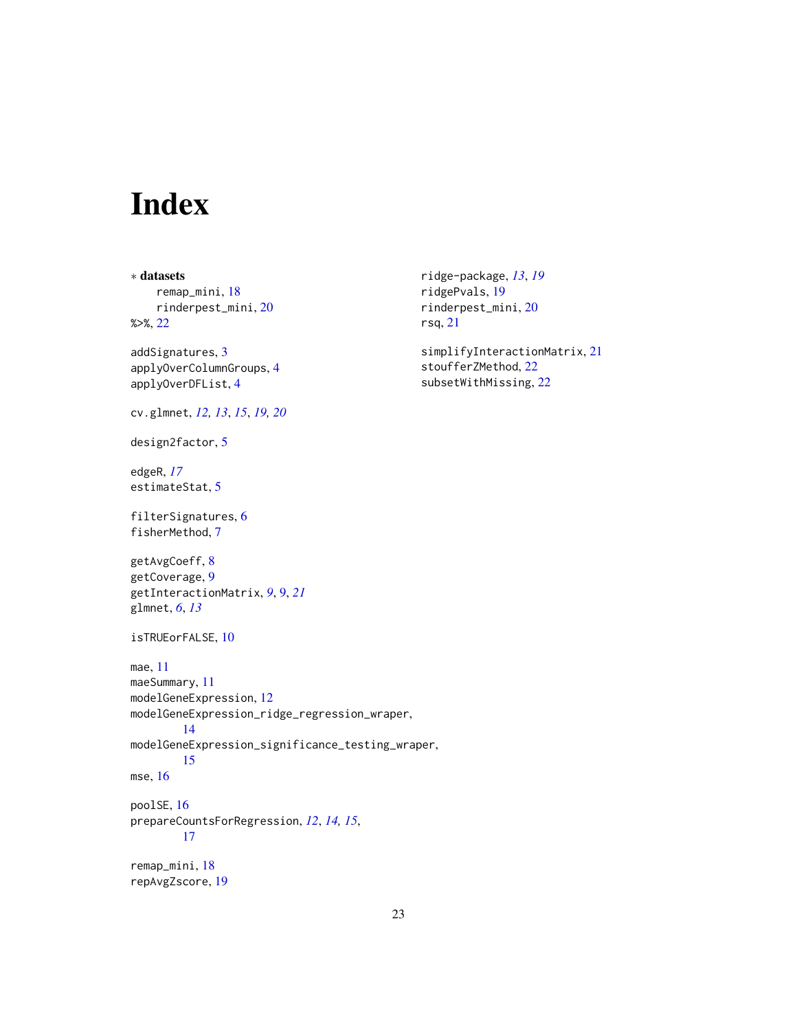# Index

∗ **datasets**
    remap_mini, 18
    rinderpest_mini, 20
%>%, 22

addSignatures, 3
applyOverColumnGroups, 4
applyOverDFList, 4

cv.glmnet, *12, 13*, *15*, *19, 20*

design2factor, 5

edgeR, *17*
estimateStat, 5

filterSignatures, 6
fisherMethod, 7

getAvgCoeff, 8
getCoverage, 9
getInteractionMatrix, *9*, 9, *21*
glmnet, *6*, *13*

isTRUEorFALSE, 10

mae, 11
maeSummary, 11
modelGeneExpression, 12
modelGeneExpression_ridge_regression_wraper, 14
modelGeneExpression_significance_testing_wraper, 15
mse, 16

poolSE, 16
prepareCountsForRegression, *12*, *14, 15*, 17

remap_mini, 18
repAvgZscore, 19
ridge-package, *13*, *19*
ridgePvals, 19
rinderpest_mini, 20
rsq, 21

simplifyInteractionMatrix, 21
stoufferZMethod, 22
subsetWithMissing, 22